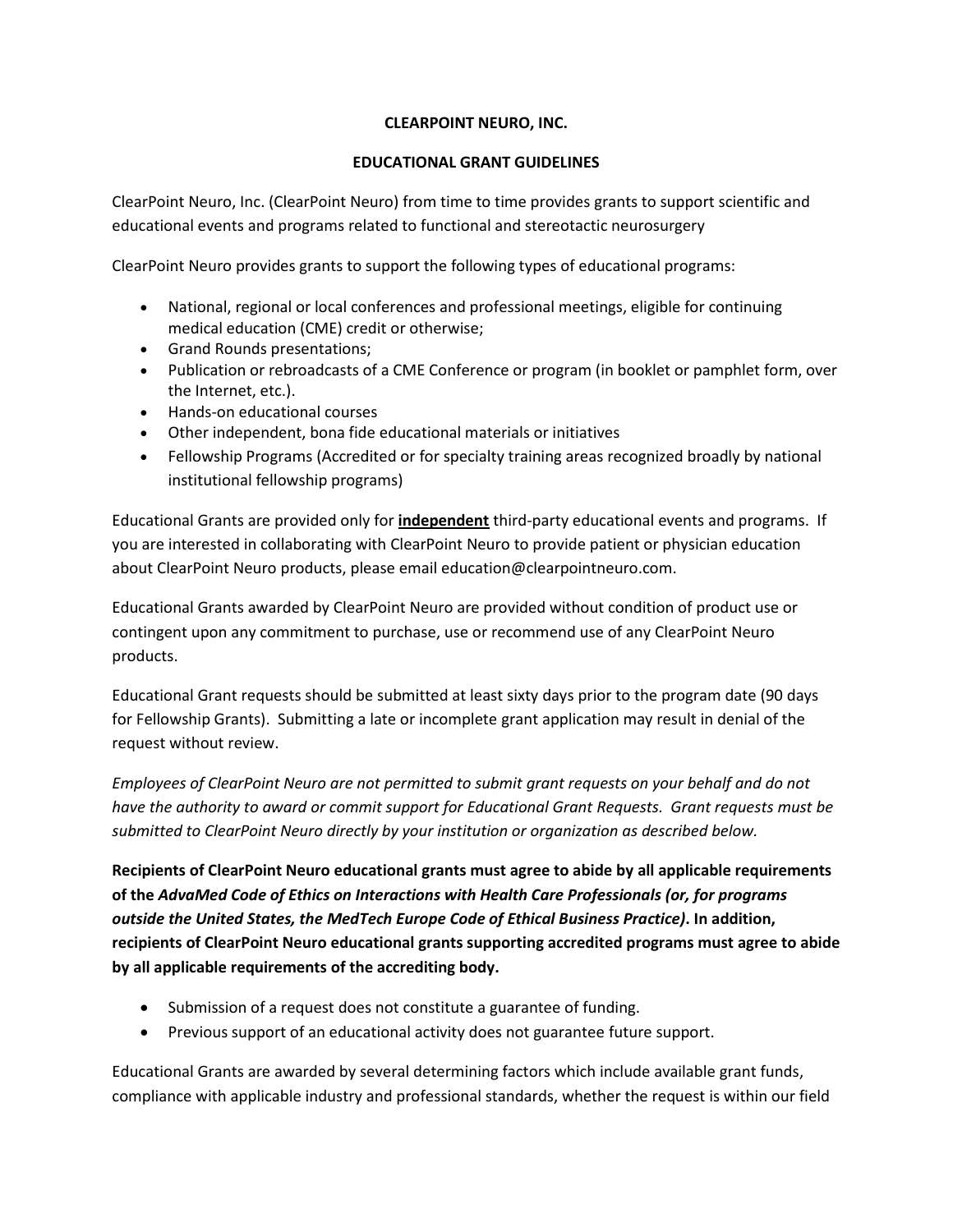**CLEARPOINT NEURO, INC.**

**EDUCATIONAL GRANT GUIDELINES**

ClearPoint Neuro, Inc. (ClearPoint Neuro) from time to time provides grants to support scientific and educational events and programs related to functional and stereotactic neurosurgery

ClearPoint Neuro provides grants to support the following types of educational programs:

- National, regional or local conferences and professional meetings, eligible for continuing medical education (CME) credit or otherwise;
- Grand Rounds presentations;
- Publication or rebroadcasts of a CME Conference or program (in booklet or pamphlet form, over the Internet, etc.).
- Hands-on educational courses
- Other independent, bona fide educational materials or initiatives
- Fellowship Programs (Accredited or for specialty training areas recognized broadly by national institutional fellowship programs)

Educational Grants are provided only for **independent** third-party educational events and programs. If you are interested in collaborating with ClearPoint Neuro to provide patient or physician education about ClearPoint Neuro products, please email education@clearpointneuro.com.

Educational Grants awarded by ClearPoint Neuro are provided without condition of product use or contingent upon any commitment to purchase, use or recommend use of any ClearPoint Neuro products.

Educational Grant requests should be submitted at least sixty days prior to the program date (90 days for Fellowship Grants). Submitting a late or incomplete grant application may result in denial of the request without review.

*Employees of ClearPoint Neuro are not permitted to submit grant requests on your behalf and do not have the authority to award or commit support for Educational Grant Requests. Grant requests must be submitted to ClearPoint Neuro directly by your institution or organization as described below.*

**Recipients of ClearPoint Neuro educational grants must agree to abide by all applicable requirements of the *AdvaMed Code of Ethics on Interactions with Health Care Professionals (or, for programs outside the United States, the MedTech Europe Code of Ethical Business Practice)*. In addition, recipients of ClearPoint Neuro educational grants supporting accredited programs must agree to abide by all applicable requirements of the accrediting body.**

- Submission of a request does not constitute a guarantee of funding.
- Previous support of an educational activity does not guarantee future support.

Educational Grants are awarded by several determining factors which include available grant funds, compliance with applicable industry and professional standards, whether the request is within our field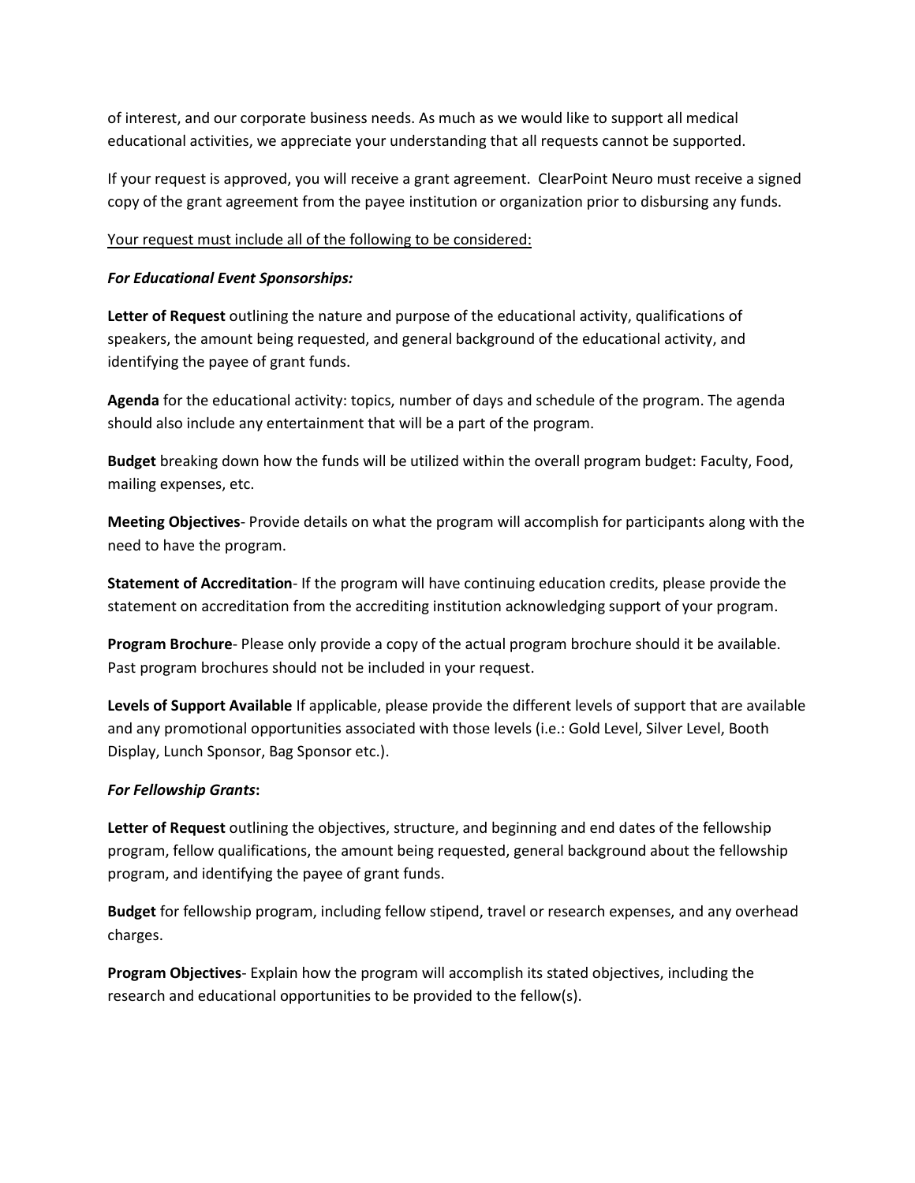of interest, and our corporate business needs. As much as we would like to support all medical educational activities, we appreciate your understanding that all requests cannot be supported.

If your request is approved, you will receive a grant agreement.  ClearPoint Neuro must receive a signed copy of the grant agreement from the payee institution or organization prior to disbursing any funds.

<u>Your request must include all of the following to be considered:</u>

***For Educational Event Sponsorships:***

**Letter of Request** outlining the nature and purpose of the educational activity, qualifications of speakers, the amount being requested, and general background of the educational activity, and identifying the payee of grant funds.

**Agenda** for the educational activity: topics, number of days and schedule of the program. The agenda should also include any entertainment that will be a part of the program.

**Budget** breaking down how the funds will be utilized within the overall program budget: Faculty, Food, mailing expenses, etc.

**Meeting Objectives**- Provide details on what the program will accomplish for participants along with the need to have the program.

**Statement of Accreditation**- If the program will have continuing education credits, please provide the statement on accreditation from the accrediting institution acknowledging support of your program.

**Program Brochure**- Please only provide a copy of the actual program brochure should it be available. Past program brochures should not be included in your request.

**Levels of Support Available** If applicable, please provide the different levels of support that are available and any promotional opportunities associated with those levels (i.e.: Gold Level, Silver Level, Booth Display, Lunch Sponsor, Bag Sponsor etc.).

***For Fellowship Grants*:**

**Letter of Request** outlining the objectives, structure, and beginning and end dates of the fellowship program, fellow qualifications, the amount being requested, general background about the fellowship program, and identifying the payee of grant funds.

**Budget** for fellowship program, including fellow stipend, travel or research expenses, and any overhead charges.

**Program Objectives**- Explain how the program will accomplish its stated objectives, including the research and educational opportunities to be provided to the fellow(s).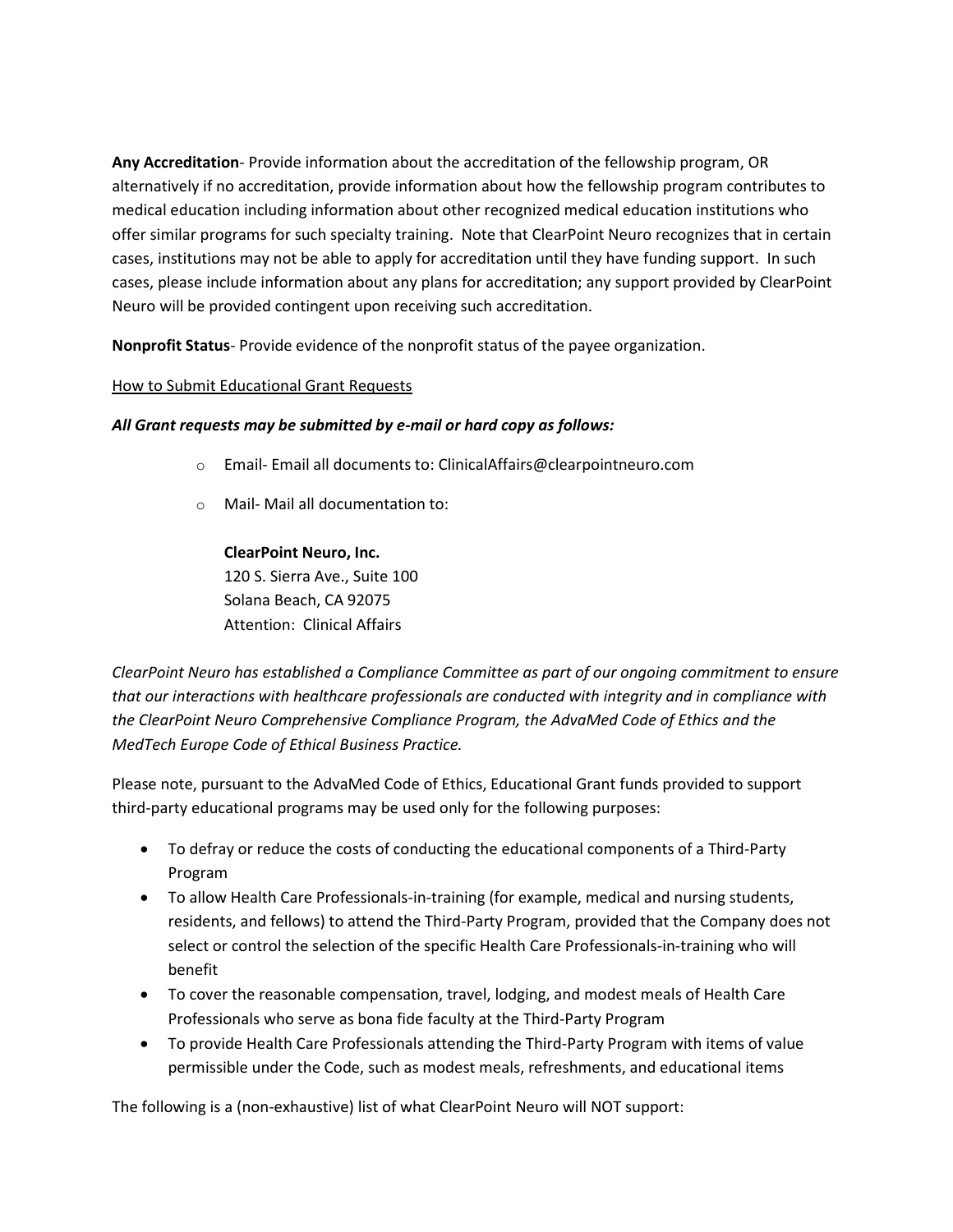**Any Accreditation**- Provide information about the accreditation of the fellowship program, OR alternatively if no accreditation, provide information about how the fellowship program contributes to medical education including information about other recognized medical education institutions who offer similar programs for such specialty training. Note that ClearPoint Neuro recognizes that in certain cases, institutions may not be able to apply for accreditation until they have funding support. In such cases, please include information about any plans for accreditation; any support provided by ClearPoint Neuro will be provided contingent upon receiving such accreditation.

**Nonprofit Status**- Provide evidence of the nonprofit status of the payee organization.

<u>How to Submit Educational Grant Requests</u>

***All Grant requests may be submitted by e-mail or hard copy as follows:***

- Email- Email all documents to: ClinicalAffairs@clearpointneuro.com
- Mail- Mail all documentation to:

  **ClearPoint Neuro, Inc.**
  120 S. Sierra Ave., Suite 100
  Solana Beach, CA 92075
  Attention: Clinical Affairs

*ClearPoint Neuro has established a Compliance Committee as part of our ongoing commitment to ensure that our interactions with healthcare professionals are conducted with integrity and in compliance with the ClearPoint Neuro Comprehensive Compliance Program, the AdvaMed Code of Ethics and the MedTech Europe Code of Ethical Business Practice.*

Please note, pursuant to the AdvaMed Code of Ethics, Educational Grant funds provided to support third-party educational programs may be used only for the following purposes:

- To defray or reduce the costs of conducting the educational components of a Third-Party Program
- To allow Health Care Professionals-in-training (for example, medical and nursing students, residents, and fellows) to attend the Third-Party Program, provided that the Company does not select or control the selection of the specific Health Care Professionals-in-training who will benefit
- To cover the reasonable compensation, travel, lodging, and modest meals of Health Care Professionals who serve as bona fide faculty at the Third-Party Program
- To provide Health Care Professionals attending the Third-Party Program with items of value permissible under the Code, such as modest meals, refreshments, and educational items

The following is a (non-exhaustive) list of what ClearPoint Neuro will NOT support: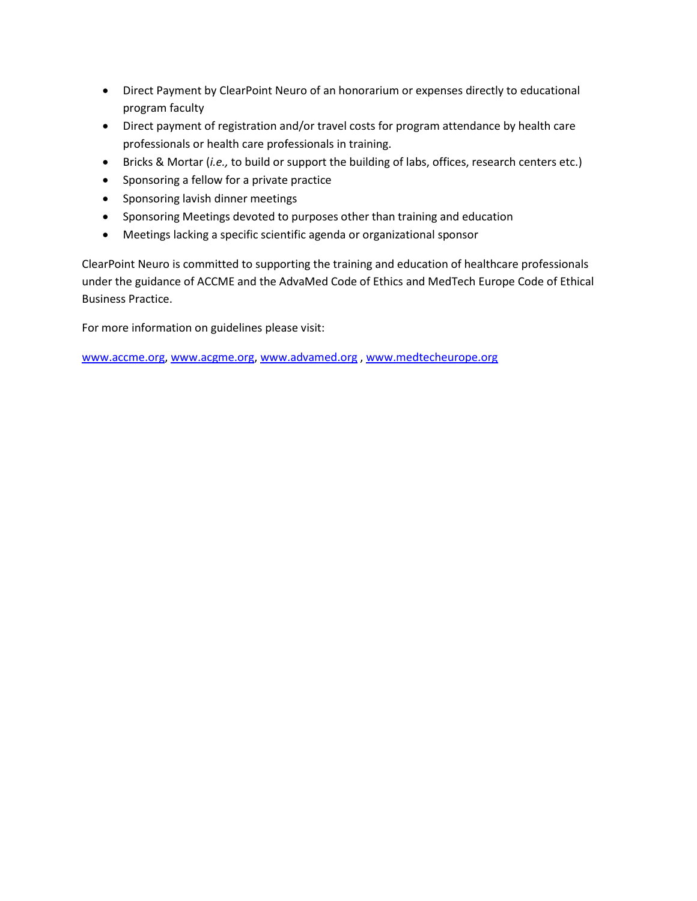- Direct Payment by ClearPoint Neuro of an honorarium or expenses directly to educational program faculty
- Direct payment of registration and/or travel costs for program attendance by health care professionals or health care professionals in training.
- Bricks & Mortar (*i.e.,* to build or support the building of labs, offices, research centers etc.)
- Sponsoring a fellow for a private practice
- Sponsoring lavish dinner meetings
- Sponsoring Meetings devoted to purposes other than training and education
- Meetings lacking a specific scientific agenda or organizational sponsor

ClearPoint Neuro is committed to supporting the training and education of healthcare professionals under the guidance of ACCME and the AdvaMed Code of Ethics and MedTech Europe Code of Ethical Business Practice.

For more information on guidelines please visit:

[www.accme.org](http://www.accme.org), [www.acgme.org](http://www.acgme.org), [www.advamed.org](http://www.advamed.org) , [www.medtecheurope.org](http://www.medtecheurope.org)